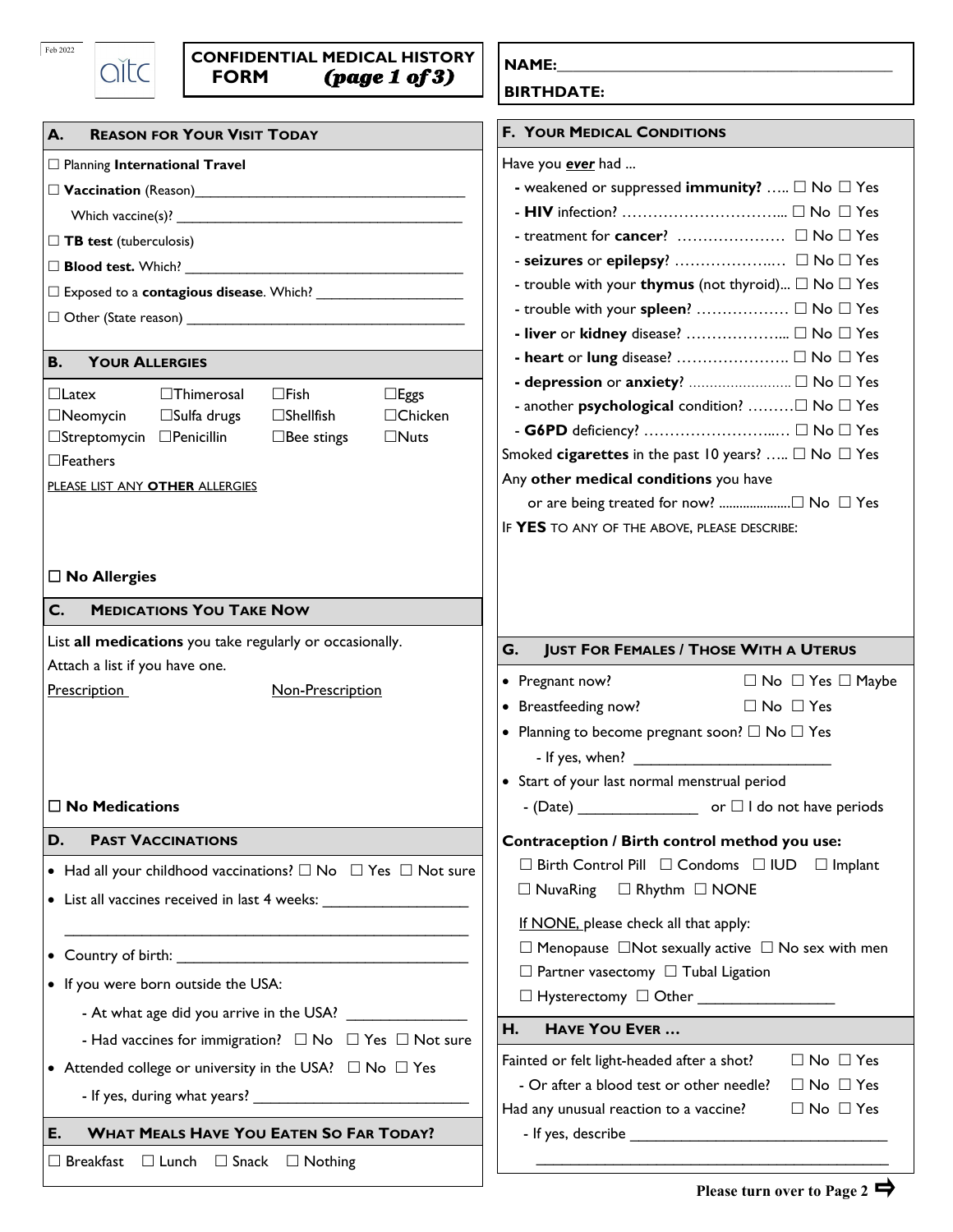Feb 2022

aitc

# CONFIDENTIAL MEDICAL HISTORY FORM *(page 1 of 3)*

**NAME:**\_\_\_\_\_\_\_\_\_\_\_\_\_\_\_\_\_\_\_\_\_\_\_\_\_\_\_\_\_\_\_\_\_\_\_\_\_\_\_\_

**BIRTHDATE:**

## A. Reason for Your Visit Today

☐ Planning **International Travel**

☐ **Vaccination** (Reason)\_\_\_\_\_\_\_\_\_\_\_\_\_\_\_\_\_\_\_\_\_\_\_\_\_\_\_\_\_\_\_\_\_\_\_

Which vaccine(s)? \_\_\_\_\_\_\_\_\_\_\_\_\_\_\_\_\_\_\_\_\_\_\_\_\_\_\_\_\_\_\_\_\_\_\_\_\_\_

☐ **TB test** (tuberculosis)

☐ **Blood test.** Which? \_\_\_\_\_\_\_\_\_\_\_\_\_\_\_\_\_\_\_\_\_\_\_\_\_\_\_\_\_\_\_\_\_\_\_\_

☐ Exposed to a **contagious disease**. Which? \_\_\_\_\_\_\_\_\_\_\_\_\_\_\_\_\_\_\_

☐ Other (State reason) \_\_\_\_\_\_\_\_\_\_\_\_\_\_\_\_\_\_\_\_\_\_\_\_\_\_\_\_\_\_\_\_\_\_\_\_

## B. Your Allergies

| | | | |
|---|---|---|---|
| ☐Latex | ☐Thimerosal | ☐Fish | ☐Eggs |
| ☐Neomycin | ☐Sulfa drugs | ☐Shellfish | ☐Chicken |
| ☐Streptomycin | ☐Penicillin | ☐Bee stings | ☐Nuts |
| ☐Feathers | | | |

PLEASE LIST ANY **OTHER** ALLERGIES

☐ **No Allergies**

## C. Medications You Take Now

List **all medications** you take regularly or occasionally.
Attach a list if you have one.

Prescription    Non-Prescription

☐ **No Medications**

## D. Past Vaccinations

- Had all your childhood vaccinations? ☐ No ☐ Yes ☐ Not sure
- List all vaccines received in last 4 weeks: \_\_\_\_\_\_\_\_\_\_\_\_\_\_\_\_\_

  \_\_\_\_\_\_\_\_\_\_\_\_\_\_\_\_\_\_\_\_\_\_\_\_\_\_\_\_\_\_\_\_\_\_\_\_\_\_\_\_\_\_\_\_\_\_\_\_\_
- Country of birth: \_\_\_\_\_\_\_\_\_\_\_\_\_\_\_\_\_\_\_\_\_\_\_\_\_\_\_\_\_\_\_\_\_\_\_\_
- If you were born outside the USA:
  - At what age did you arrive in the USA? \_\_\_\_\_\_\_\_\_\_\_\_\_\_
  - Had vaccines for immigration? ☐ No ☐ Yes ☐ Not sure
- Attended college or university in the USA? ☐ No ☐ Yes
  - If yes, during what years? \_\_\_\_\_\_\_\_\_\_\_\_\_\_\_\_\_\_\_\_\_\_\_\_\_\_

## E. What Meals Have You Eaten So Far Today?

☐ Breakfast ☐ Lunch ☐ Snack ☐ Nothing

## F. Your Medical Conditions

Have you ***ever*** had ...

- weakened or suppressed **immunity?** ….. ☐ No ☐ Yes
- **HIV** infection? …………………………... ☐ No ☐ Yes
- treatment for **cancer**? ………………… ☐ No ☐ Yes
- **seizures** or **epilepsy**? ………………..… ☐ No ☐ Yes
- trouble with your **thymus** (not thyroid)... ☐ No ☐ Yes
- trouble with your **spleen**? ……………… ☐ No ☐ Yes
- **liver** or **kidney** disease? ………………... ☐ No ☐ Yes
- **heart** or **lung** disease? …………………. ☐ No ☐ Yes
- **depression** or **anxiety**? ……………………. ☐ No ☐ Yes
- another **psychological** condition? ………☐ No ☐ Yes
- **G6PD** deficiency? ……………………..… ☐ No ☐ Yes

Smoked **cigarettes** in the past 10 years? ….. ☐ No ☐ Yes

Any **other medical conditions** you have or are being treated for now? ....................☐ No ☐ Yes

IF **YES** TO ANY OF THE ABOVE, PLEASE DESCRIBE:

## G. Just For Females / Those With a Uterus

- Pregnant now? ☐ No ☐ Yes ☐ Maybe
- Breastfeeding now? ☐ No ☐ Yes
- Planning to become pregnant soon? ☐ No ☐ Yes
  - If yes, when? \_\_\_\_\_\_\_\_\_\_\_\_\_\_\_\_\_\_\_\_\_\_\_\_
- Start of your last normal menstrual period
  - (Date) \_\_\_\_\_\_\_\_\_\_\_\_\_\_ or ☐ I do not have periods

**Contraception / Birth control method you use:**

☐ Birth Control Pill ☐ Condoms ☐ IUD ☐ Implant
☐ NuvaRing ☐ Rhythm ☐ NONE

If NONE, please check all that apply:

☐ Menopause ☐Not sexually active ☐ No sex with men
☐ Partner vasectomy ☐ Tubal Ligation
☐ Hysterectomy ☐ Other \_\_\_\_\_\_\_\_\_\_\_\_\_\_\_\_

## H. Have You Ever …

Fainted or felt light-headed after a shot? ☐ No ☐ Yes
- Or after a blood test or other needle? ☐ No ☐ Yes

Had any unusual reaction to a vaccine? ☐ No ☐ Yes
- If yes, describe \_\_\_\_\_\_\_\_\_\_\_\_\_\_\_\_\_\_\_\_\_\_\_\_\_\_\_\_\_\_\_

  \_\_\_\_\_\_\_\_\_\_\_\_\_\_\_\_\_\_\_\_\_\_\_\_\_\_\_\_\_\_\_\_\_\_\_\_\_\_\_\_\_\_\_\_

**Please turn over to Page 2** ⇨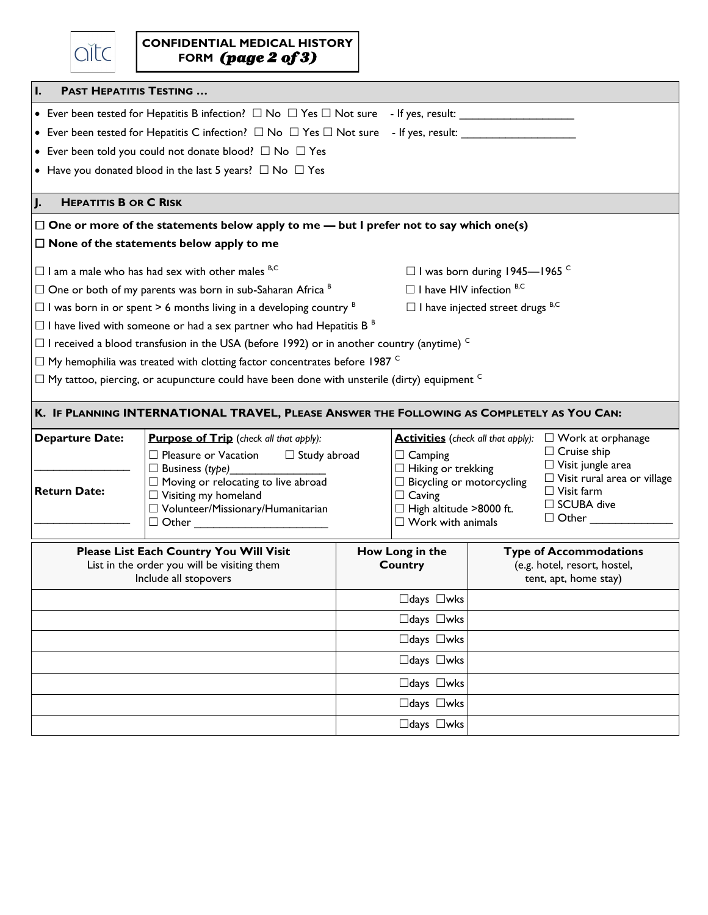# CONFIDENTIAL MEDICAL HISTORY FORM *(page 2 of 3)*

## I. PAST HEPATITIS TESTING …

- Ever been tested for Hepatitis B infection? ☐ No ☐ Yes ☐ Not sure - If yes, result: ___________________
- Ever been tested for Hepatitis C infection? ☐ No ☐ Yes ☐ Not sure - If yes, result: ___________________
- Ever been told you could not donate blood? ☐ No ☐ Yes
- Have you donated blood in the last 5 years? ☐ No ☐ Yes

## J. HEPATITIS B OR C RISK

☐ **One or more of the statements below apply to me — but I prefer not to say which one(s)**

☐ **None of the statements below apply to me**

☐ I am a male who has had sex with other males [B,C]

☐ I was born during 1945—1965 [C]

☐ One or both of my parents was born in sub-Saharan Africa [B]

☐ I have HIV infection [B,C]

☐ I was born in or spent > 6 months living in a developing country [B]

☐ I have injected street drugs [B,C]

☐ I have lived with someone or had a sex partner who had Hepatitis B [B]

☐ I received a blood transfusion in the USA (before 1992) or in another country (anytime) [C]

☐ My hemophilia was treated with clotting factor concentrates before 1987 [C]

☐ My tattoo, piercing, or acupuncture could have been done with unsterile (dirty) equipment [C]

## K. IF PLANNING INTERNATIONAL TRAVEL, PLEASE ANSWER THE FOLLOWING AS COMPLETELY AS YOU CAN:

**Departure Date:** _______________

**Return Date:** _______________

**Purpose of Trip** (*check all that apply):*

- ☐ Pleasure or Vacation
- ☐ Study abroad
- ☐ Business (*type)*_______________
- ☐ Moving or relocating to live abroad
- ☐ Visiting my homeland
- ☐ Volunteer/Missionary/Humanitarian
- ☐ Other _____________________

**Activities** (*check all that apply):*

- ☐ Camping
- ☐ Hiking or trekking
- ☐ Bicycling or motorcycling
- ☐ Caving
- ☐ High altitude >8000 ft.
- ☐ Work with animals
- ☐ Work at orphanage
- ☐ Cruise ship
- ☐ Visit jungle area
- ☐ Visit rural area or village
- ☐ Visit farm
- ☐ SCUBA dive
- ☐ Other _____________

| **Please List Each Country You Will Visit** List in the order you will be visiting them Include all stopovers | **How Long in the Country** | **Type of Accommodations** (e.g. hotel, resort, hostel, tent, apt, home stay) |
|---|---|---|
| | ☐days ☐wks | |
| | ☐days ☐wks | |
| | ☐days ☐wks | |
| | ☐days ☐wks | |
| | ☐days ☐wks | |
| | ☐days ☐wks | |
| | ☐days ☐wks | |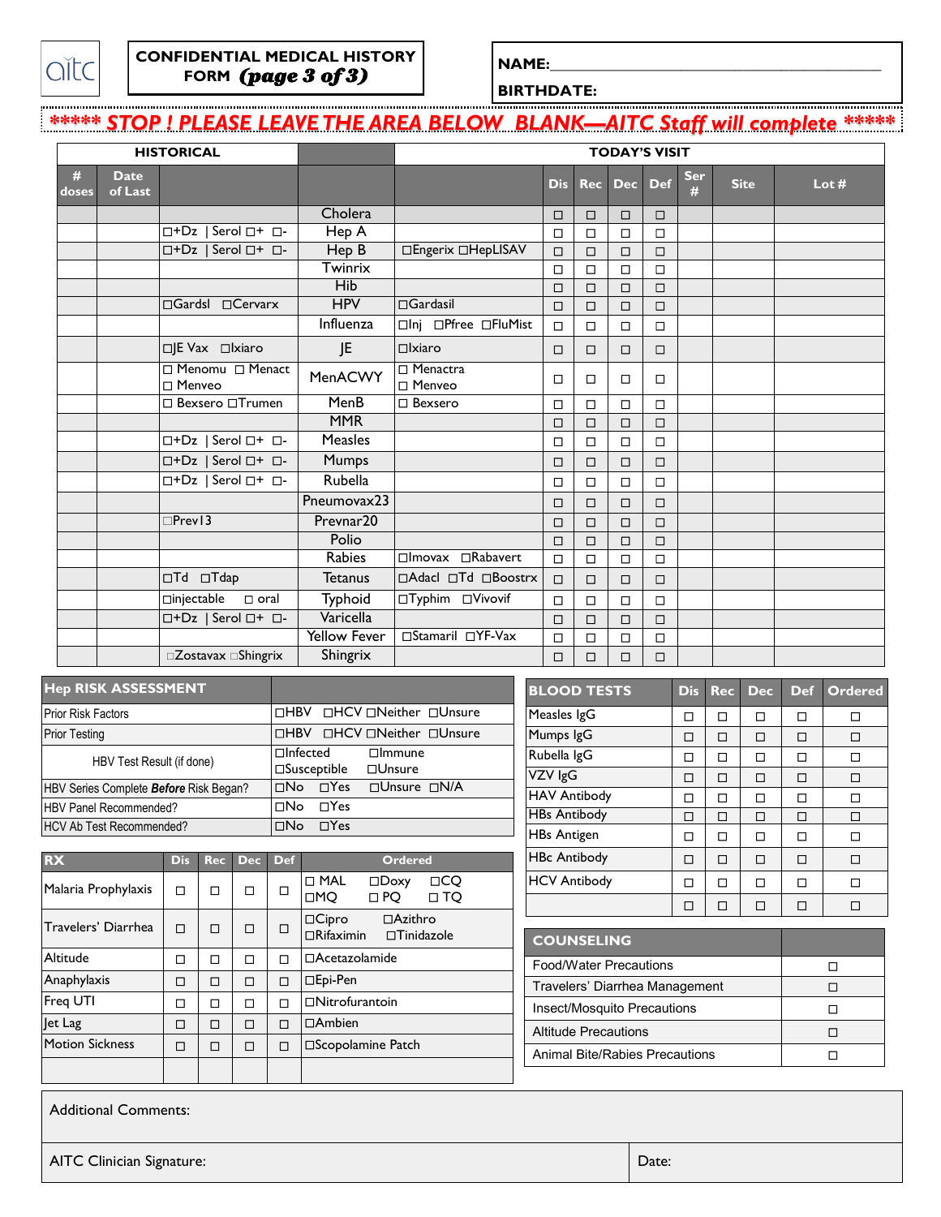aitc

**CONFIDENTIAL MEDICAL HISTORY FORM *(page 3 of 3)***

**NAME:**\_\_\_\_\_\_\_\_\_\_\_\_\_\_\_\_\_\_\_\_\_\_\_\_\_\_\_\_\_\_\_\_\_\_\_\_\_\_\_\_

**BIRTHDATE:**

***\*\*\*\*\* STOP ! PLEASE LEAVE THE AREA BELOW BLANK—AITC Staff will complete \*\*\*\*\****

| HISTORICAL | | | | TODAY'S VISIT | | | | | | | |
|---|---|---|---|---|---|---|---|---|---|---|---|
| # doses | Date of Last | | | | Dis | Rec | Dec | Def | Ser # | Site | Lot # |
| | | | Cholera | | ☐ | ☐ | ☐ | ☐ | | | |
| | | ☐+Dz \| Serol ☐+ ☐- | Hep A | | ☐ | ☐ | ☐ | ☐ | | | |
| | | ☐+Dz \| Serol ☐+ ☐- | Hep B | ☐Engerix ☐HepLISAV | ☐ | ☐ | ☐ | ☐ | | | |
| | | | Twinrix | | ☐ | ☐ | ☐ | ☐ | | | |
| | | | Hib | | ☐ | ☐ | ☐ | ☐ | | | |
| | | ☐Gardsl ☐Cervarx | HPV | ☐Gardasil | ☐ | ☐ | ☐ | ☐ | | | |
| | | | Influenza | ☐Inj ☐Pfree ☐FluMist | ☐ | ☐ | ☐ | ☐ | | | |
| | | ☐JE Vax ☐Ixiaro | JE | ☐Ixiaro | ☐ | ☐ | ☐ | ☐ | | | |
| | | ☐ Menomu ☐ Menact ☐ Menveo | MenACWY | ☐ Menactra ☐ Menveo | ☐ | ☐ | ☐ | ☐ | | | |
| | | ☐ Bexsero ☐Trumen | MenB | ☐ Bexsero | ☐ | ☐ | ☐ | ☐ | | | |
| | | | MMR | | ☐ | ☐ | ☐ | ☐ | | | |
| | | ☐+Dz \| Serol ☐+ ☐- | Measles | | ☐ | ☐ | ☐ | ☐ | | | |
| | | ☐+Dz \| Serol ☐+ ☐- | Mumps | | ☐ | ☐ | ☐ | ☐ | | | |
| | | ☐+Dz \| Serol ☐+ ☐- | Rubella | | ☐ | ☐ | ☐ | ☐ | | | |
| | | | Pneumovax23 | | ☐ | ☐ | ☐ | ☐ | | | |
| | | ☐Prev13 | Prevnar20 | | ☐ | ☐ | ☐ | ☐ | | | |
| | | | Polio | | ☐ | ☐ | ☐ | ☐ | | | |
| | | | Rabies | ☐Imovax ☐Rabavert | ☐ | ☐ | ☐ | ☐ | | | |
| | | ☐Td ☐Tdap | Tetanus | ☐Adacl ☐Td ☐Boostrx | ☐ | ☐ | ☐ | ☐ | | | |
| | | ☐injectable ☐ oral | Typhoid | ☐Typhim ☐Vivovif | ☐ | ☐ | ☐ | ☐ | | | |
| | | ☐+Dz \| Serol ☐+ ☐- | Varicella | | ☐ | ☐ | ☐ | ☐ | | | |
| | | | Yellow Fever | ☐Stamaril ☐YF-Vax | ☐ | ☐ | ☐ | ☐ | | | |
| | | ☐Zostavax ☐Shingrix | Shingrix | | ☐ | ☐ | ☐ | ☐ | | | |

| Hep RISK ASSESSMENT | |
|---|---|
| Prior Risk Factors | ☐HBV ☐HCV ☐Neither ☐Unsure |
| Prior Testing | ☐HBV ☐HCV ☐Neither ☐Unsure |
| HBV Test Result (if done) | ☐Infected ☐Immune ☐Susceptible ☐Unsure |
| HBV Series Complete ***Before*** Risk Began? | ☐No ☐Yes ☐Unsure ☐N/A |
| HBV Panel Recommended? | ☐No ☐Yes |
| HCV Ab Test Recommended? | ☐No ☐Yes |

| BLOOD TESTS | Dis | Rec | Dec | Def | Ordered |
|---|---|---|---|---|---|
| Measles IgG | ☐ | ☐ | ☐ | ☐ | ☐ |
| Mumps IgG | ☐ | ☐ | ☐ | ☐ | ☐ |
| Rubella IgG | ☐ | ☐ | ☐ | ☐ | ☐ |
| VZV IgG | ☐ | ☐ | ☐ | ☐ | ☐ |
| HAV Antibody | ☐ | ☐ | ☐ | ☐ | ☐ |
| HBs Antibody | ☐ | ☐ | ☐ | ☐ | ☐ |
| HBs Antigen | ☐ | ☐ | ☐ | ☐ | ☐ |
| HBc Antibody | ☐ | ☐ | ☐ | ☐ | ☐ |
| HCV Antibody | ☐ | ☐ | ☐ | ☐ | ☐ |
| | ☐ | ☐ | ☐ | ☐ | ☐ |

| RX | Dis | Rec | Dec | Def | Ordered |
|---|---|---|---|---|---|
| Malaria Prophylaxis | ☐ | ☐ | ☐ | ☐ | ☐ MAL ☐Doxy ☐CQ ☐MQ ☐ PQ ☐ TQ |
| Travelers' Diarrhea | ☐ | ☐ | ☐ | ☐ | ☐Cipro ☐Azithro ☐Rifaximin ☐Tinidazole |
| Altitude | ☐ | ☐ | ☐ | ☐ | ☐Acetazolamide |
| Anaphylaxis | ☐ | ☐ | ☐ | ☐ | ☐Epi-Pen |
| Freq UTI | ☐ | ☐ | ☐ | ☐ | ☐Nitrofurantoin |
| Jet Lag | ☐ | ☐ | ☐ | ☐ | ☐Ambien |
| Motion Sickness | ☐ | ☐ | ☐ | ☐ | ☐Scopolamine Patch |
| | | | | | |

| COUNSELING | |
|---|---|
| Food/Water Precautions | ☐ |
| Travelers' Diarrhea Management | ☐ |
| Insect/Mosquito Precautions | ☐ |
| Altitude Precautions | ☐ |
| Animal Bite/Rabies Precautions | ☐ |

Additional Comments:

AITC Clinician Signature: Date: